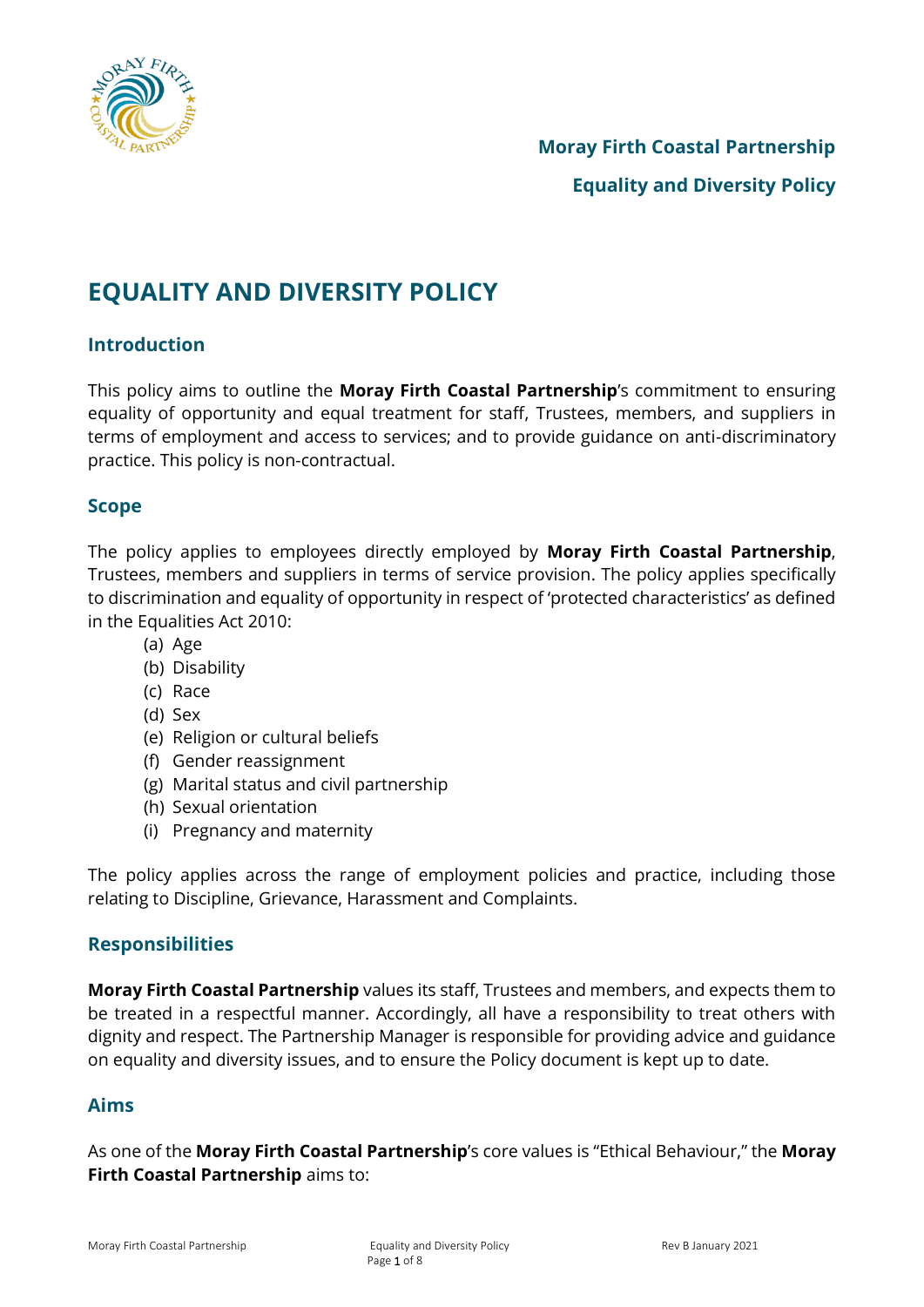**Moray Firth Coastal Partnership**

**Equality and Diversity Policy**

# EQUALITY AND DIVERSITY POLICY

## Introduction

This policy aims to outline the **Moray Firth Coastal Partnership**'s commitment to ensuring equality of opportunity and equal treatment for staff, Trustees, members, and suppliers in terms of employment and access to services; and to provide guidance on anti-discriminatory practice. This policy is non-contractual.

## Scope

The policy applies to employees directly employed by **Moray Firth Coastal Partnership**, Trustees, members and suppliers in terms of service provision. The policy applies specifically to discrimination and equality of opportunity in respect of 'protected characteristics' as defined in the Equalities Act 2010:

(a) Age
(b) Disability
(c) Race
(d) Sex
(e) Religion or cultural beliefs
(f) Gender reassignment
(g) Marital status and civil partnership
(h) Sexual orientation
(i) Pregnancy and maternity

The policy applies across the range of employment policies and practice, including those relating to Discipline, Grievance, Harassment and Complaints.

## Responsibilities

**Moray Firth Coastal Partnership** values its staff, Trustees and members, and expects them to be treated in a respectful manner. Accordingly, all have a responsibility to treat others with dignity and respect. The Partnership Manager is responsible for providing advice and guidance on equality and diversity issues, and to ensure the Policy document is kept up to date.

## Aims

As one of the **Moray Firth Coastal Partnership**'s core values is "Ethical Behaviour," the **Moray Firth Coastal Partnership** aims to: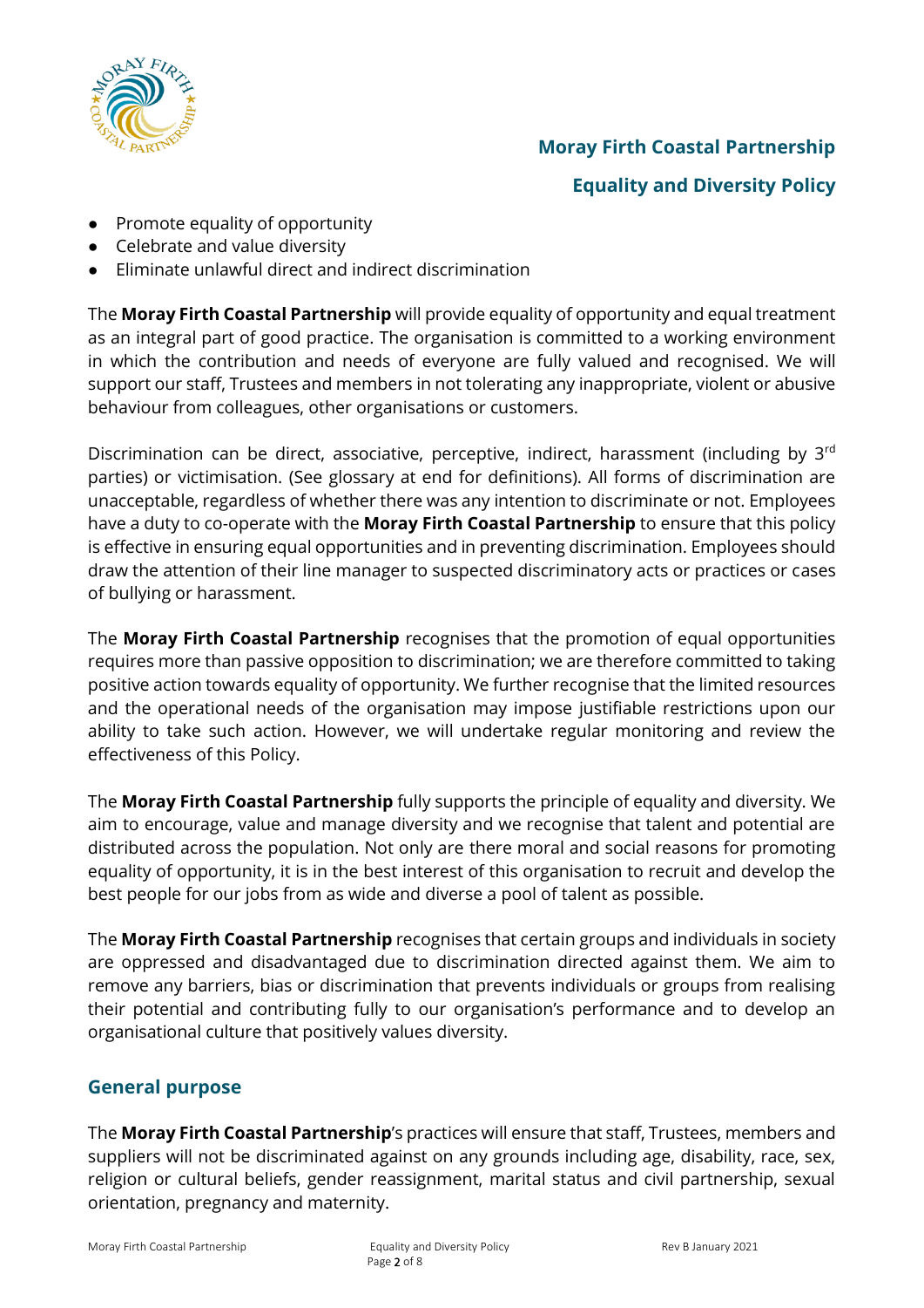- Promote equality of opportunity
- Celebrate and value diversity
- Eliminate unlawful direct and indirect discrimination

The **Moray Firth Coastal Partnership** will provide equality of opportunity and equal treatment as an integral part of good practice. The organisation is committed to a working environment in which the contribution and needs of everyone are fully valued and recognised. We will support our staff, Trustees and members in not tolerating any inappropriate, violent or abusive behaviour from colleagues, other organisations or customers.

Discrimination can be direct, associative, perceptive, indirect, harassment (including by 3rd parties) or victimisation. (See glossary at end for definitions). All forms of discrimination are unacceptable, regardless of whether there was any intention to discriminate or not. Employees have a duty to co-operate with the **Moray Firth Coastal Partnership** to ensure that this policy is effective in ensuring equal opportunities and in preventing discrimination. Employees should draw the attention of their line manager to suspected discriminatory acts or practices or cases of bullying or harassment.

The **Moray Firth Coastal Partnership** recognises that the promotion of equal opportunities requires more than passive opposition to discrimination; we are therefore committed to taking positive action towards equality of opportunity. We further recognise that the limited resources and the operational needs of the organisation may impose justifiable restrictions upon our ability to take such action. However, we will undertake regular monitoring and review the effectiveness of this Policy.

The **Moray Firth Coastal Partnership** fully supports the principle of equality and diversity. We aim to encourage, value and manage diversity and we recognise that talent and potential are distributed across the population. Not only are there moral and social reasons for promoting equality of opportunity, it is in the best interest of this organisation to recruit and develop the best people for our jobs from as wide and diverse a pool of talent as possible.

The **Moray Firth Coastal Partnership** recognises that certain groups and individuals in society are oppressed and disadvantaged due to discrimination directed against them. We aim to remove any barriers, bias or discrimination that prevents individuals or groups from realising their potential and contributing fully to our organisation's performance and to develop an organisational culture that positively values diversity.

## General purpose

The **Moray Firth Coastal Partnership**'s practices will ensure that staff, Trustees, members and suppliers will not be discriminated against on any grounds including age, disability, race, sex, religion or cultural beliefs, gender reassignment, marital status and civil partnership, sexual orientation, pregnancy and maternity.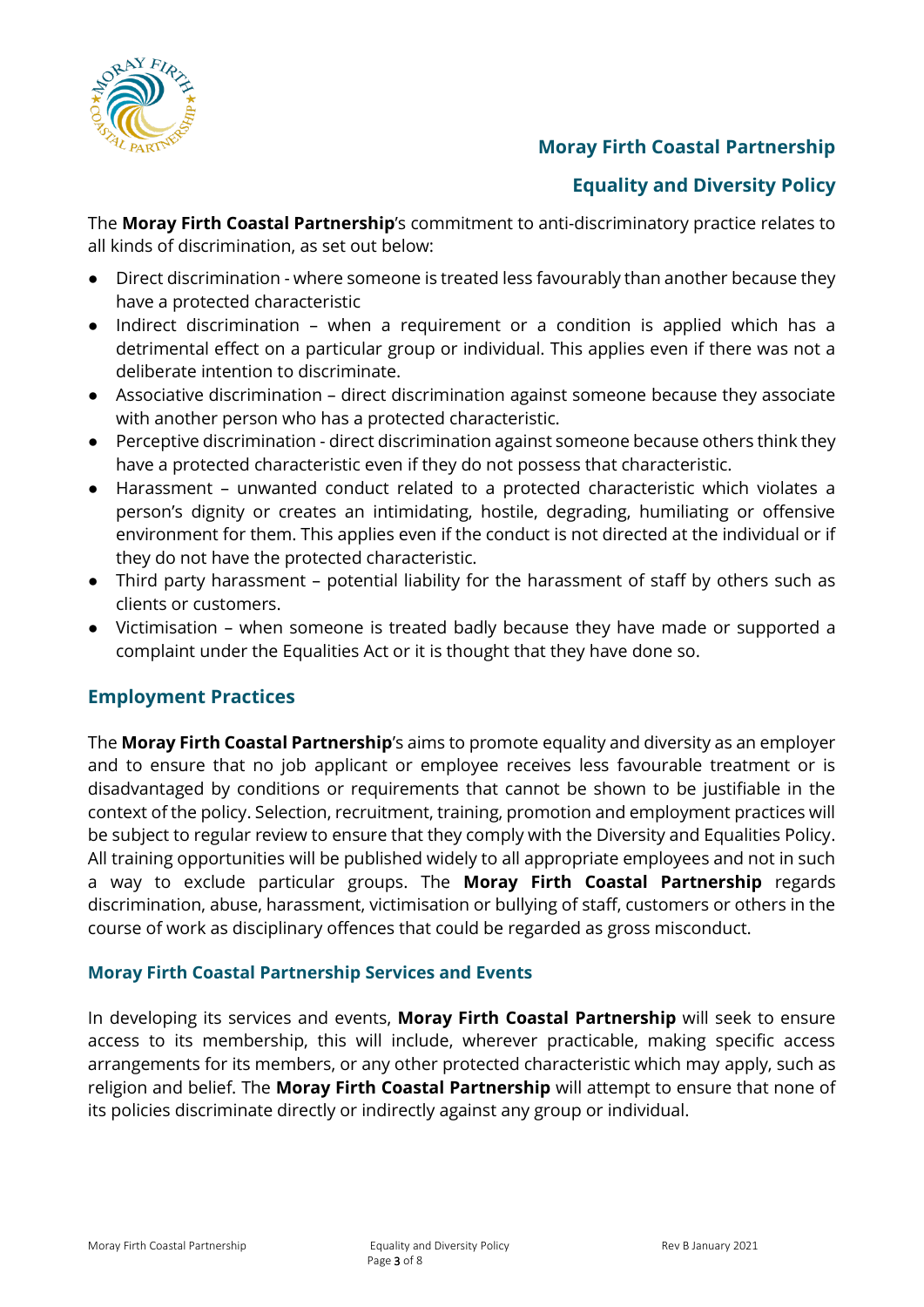## Moray Firth Coastal Partnership

## Equality and Diversity Policy

The **Moray Firth Coastal Partnership**'s commitment to anti-discriminatory practice relates to all kinds of discrimination, as set out below:

- Direct discrimination - where someone is treated less favourably than another because they have a protected characteristic
- Indirect discrimination – when a requirement or a condition is applied which has a detrimental effect on a particular group or individual. This applies even if there was not a deliberate intention to discriminate.
- Associative discrimination – direct discrimination against someone because they associate with another person who has a protected characteristic.
- Perceptive discrimination - direct discrimination against someone because others think they have a protected characteristic even if they do not possess that characteristic.
- Harassment – unwanted conduct related to a protected characteristic which violates a person's dignity or creates an intimidating, hostile, degrading, humiliating or offensive environment for them. This applies even if the conduct is not directed at the individual or if they do not have the protected characteristic.
- Third party harassment – potential liability for the harassment of staff by others such as clients or customers.
- Victimisation – when someone is treated badly because they have made or supported a complaint under the Equalities Act or it is thought that they have done so.

## Employment Practices

The **Moray Firth Coastal Partnership**'s aims to promote equality and diversity as an employer and to ensure that no job applicant or employee receives less favourable treatment or is disadvantaged by conditions or requirements that cannot be shown to be justifiable in the context of the policy. Selection, recruitment, training, promotion and employment practices will be subject to regular review to ensure that they comply with the Diversity and Equalities Policy. All training opportunities will be published widely to all appropriate employees and not in such a way to exclude particular groups. The **Moray Firth Coastal Partnership** regards discrimination, abuse, harassment, victimisation or bullying of staff, customers or others in the course of work as disciplinary offences that could be regarded as gross misconduct.

### Moray Firth Coastal Partnership Services and Events

In developing its services and events, **Moray Firth Coastal Partnership** will seek to ensure access to its membership, this will include, wherever practicable, making specific access arrangements for its members, or any other protected characteristic which may apply, such as religion and belief. The **Moray Firth Coastal Partnership** will attempt to ensure that none of its policies discriminate directly or indirectly against any group or individual.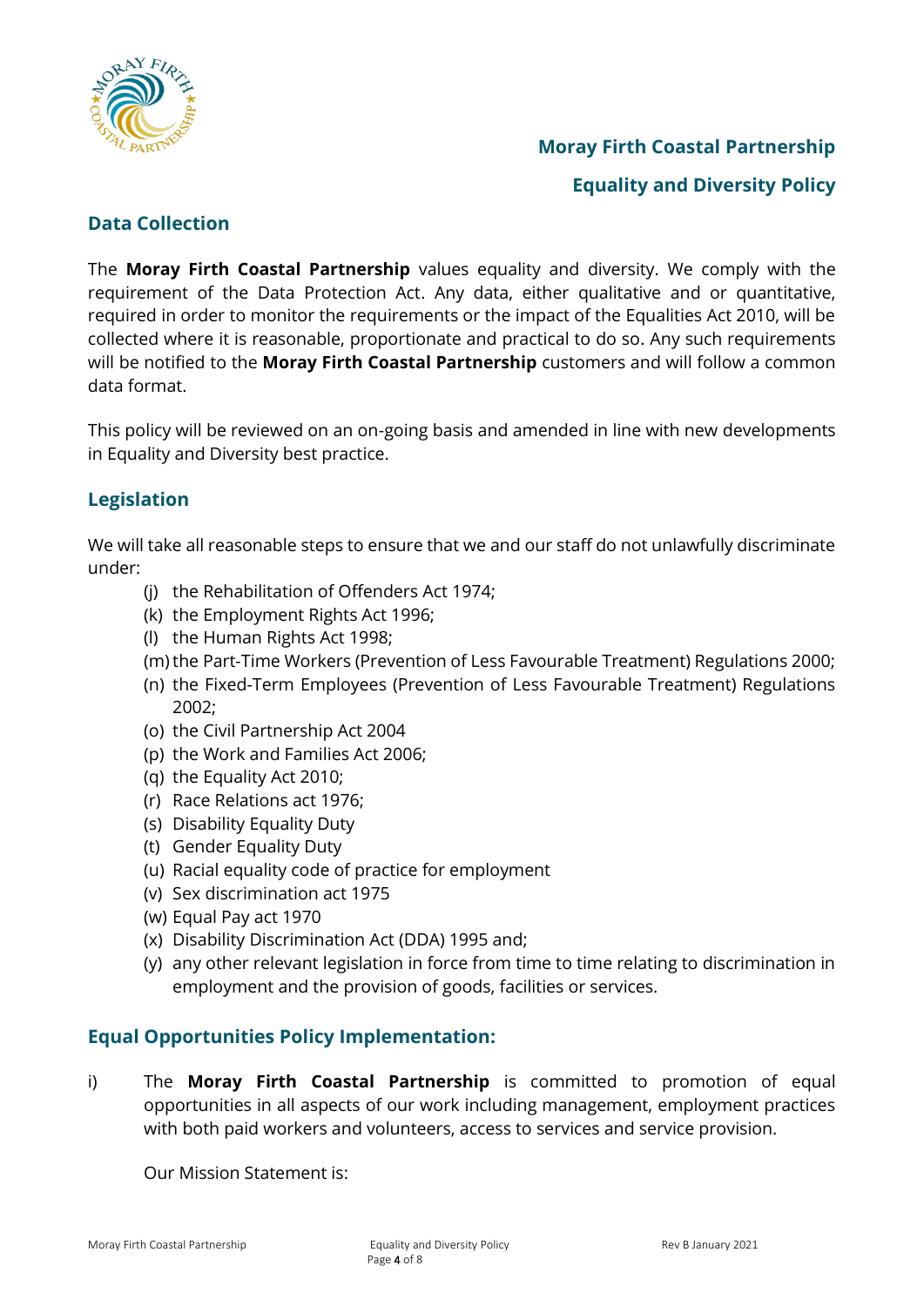## Data Collection

The **Moray Firth Coastal Partnership** values equality and diversity. We comply with the requirement of the Data Protection Act. Any data, either qualitative and or quantitative, required in order to monitor the requirements or the impact of the Equalities Act 2010, will be collected where it is reasonable, proportionate and practical to do so. Any such requirements will be notified to the **Moray Firth Coastal Partnership** customers and will follow a common data format.

This policy will be reviewed on an on-going basis and amended in line with new developments in Equality and Diversity best practice.

## Legislation

We will take all reasonable steps to ensure that we and our staff do not unlawfully discriminate under:

- (j) the Rehabilitation of Offenders Act 1974;
- (k) the Employment Rights Act 1996;
- (l) the Human Rights Act 1998;
- (m) the Part-Time Workers (Prevention of Less Favourable Treatment) Regulations 2000;
- (n) the Fixed-Term Employees (Prevention of Less Favourable Treatment) Regulations 2002;
- (o) the Civil Partnership Act 2004
- (p) the Work and Families Act 2006;
- (q) the Equality Act 2010;
- (r) Race Relations act 1976;
- (s) Disability Equality Duty
- (t) Gender Equality Duty
- (u) Racial equality code of practice for employment
- (v) Sex discrimination act 1975
- (w) Equal Pay act 1970
- (x) Disability Discrimination Act (DDA) 1995 and;
- (y) any other relevant legislation in force from time to time relating to discrimination in employment and the provision of goods, facilities or services.

## Equal Opportunities Policy Implementation:

i) The **Moray Firth Coastal Partnership** is committed to promotion of equal opportunities in all aspects of our work including management, employment practices with both paid workers and volunteers, access to services and service provision.

Our Mission Statement is: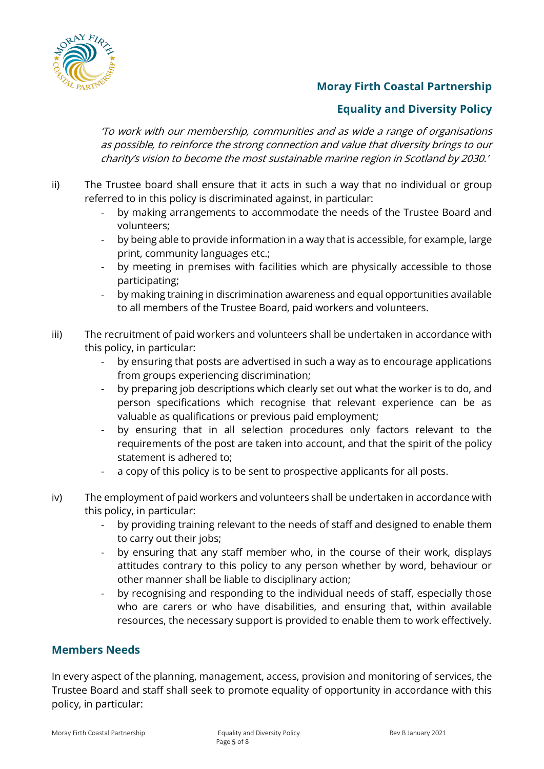*'To work with our membership, communities and as wide a range of organisations as possible, to reinforce the strong connection and value that diversity brings to our charity's vision to become the most sustainable marine region in Scotland by 2030.'*

ii) The Trustee board shall ensure that it acts in such a way that no individual or group referred to in this policy is discriminated against, in particular:
   - by making arrangements to accommodate the needs of the Trustee Board and volunteers;
   - by being able to provide information in a way that is accessible, for example, large print, community languages etc.;
   - by meeting in premises with facilities which are physically accessible to those participating;
   - by making training in discrimination awareness and equal opportunities available to all members of the Trustee Board, paid workers and volunteers.

iii) The recruitment of paid workers and volunteers shall be undertaken in accordance with this policy, in particular:
   - by ensuring that posts are advertised in such a way as to encourage applications from groups experiencing discrimination;
   - by preparing job descriptions which clearly set out what the worker is to do, and person specifications which recognise that relevant experience can be as valuable as qualifications or previous paid employment;
   - by ensuring that in all selection procedures only factors relevant to the requirements of the post are taken into account, and that the spirit of the policy statement is adhered to;
   - a copy of this policy is to be sent to prospective applicants for all posts.

iv) The employment of paid workers and volunteers shall be undertaken in accordance with this policy, in particular:
   - by providing training relevant to the needs of staff and designed to enable them to carry out their jobs;
   - by ensuring that any staff member who, in the course of their work, displays attitudes contrary to this policy to any person whether by word, behaviour or other manner shall be liable to disciplinary action;
   - by recognising and responding to the individual needs of staff, especially those who are carers or who have disabilities, and ensuring that, within available resources, the necessary support is provided to enable them to work effectively.

## Members Needs

In every aspect of the planning, management, access, provision and monitoring of services, the Trustee Board and staff shall seek to promote equality of opportunity in accordance with this policy, in particular: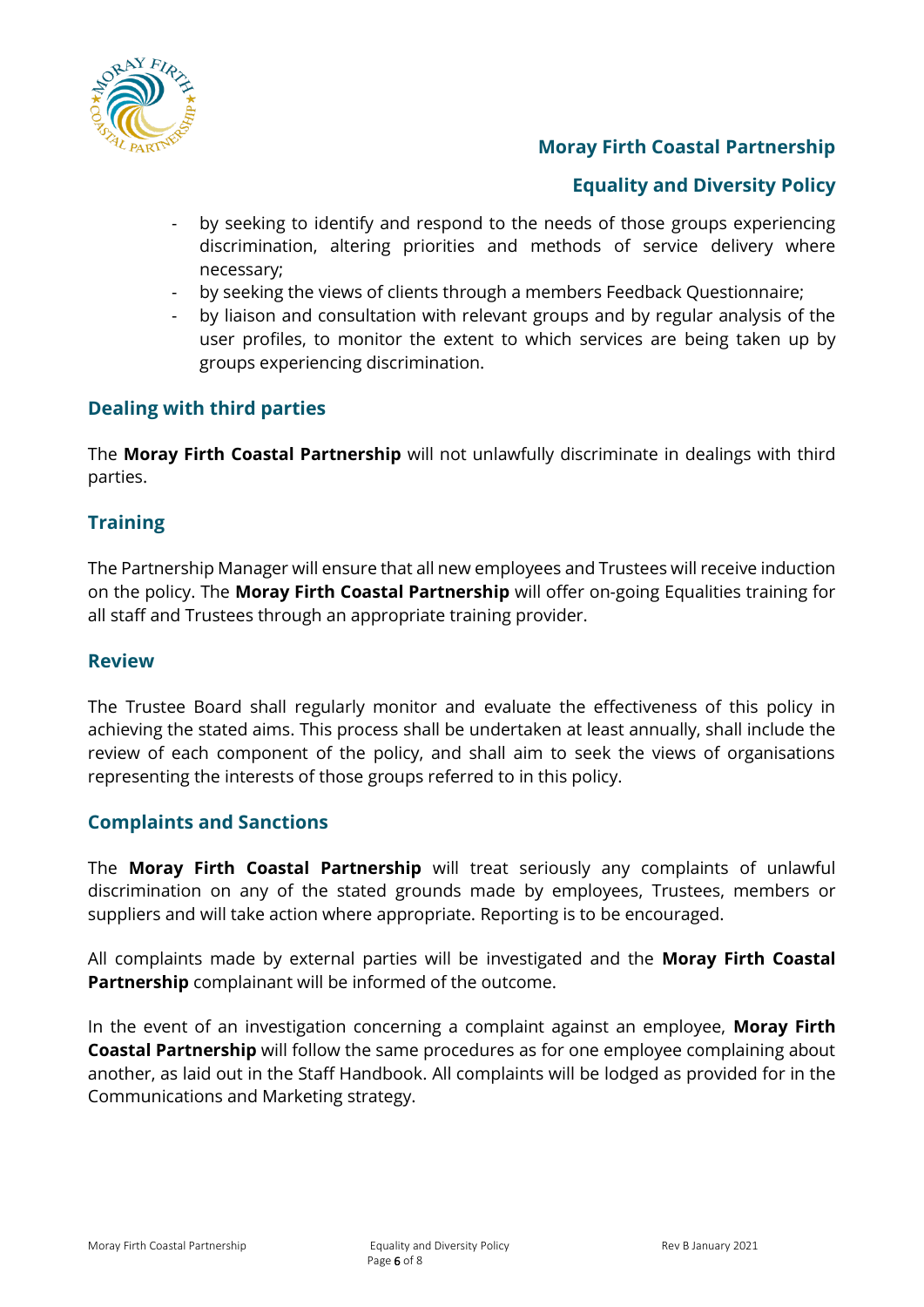- by seeking to identify and respond to the needs of those groups experiencing discrimination, altering priorities and methods of service delivery where necessary;
- by seeking the views of clients through a members Feedback Questionnaire;
- by liaison and consultation with relevant groups and by regular analysis of the user profiles, to monitor the extent to which services are being taken up by groups experiencing discrimination.

## Dealing with third parties

The **Moray Firth Coastal Partnership** will not unlawfully discriminate in dealings with third parties.

## Training

The Partnership Manager will ensure that all new employees and Trustees will receive induction on the policy. The **Moray Firth Coastal Partnership** will offer on-going Equalities training for all staff and Trustees through an appropriate training provider.

## Review

The Trustee Board shall regularly monitor and evaluate the effectiveness of this policy in achieving the stated aims. This process shall be undertaken at least annually, shall include the review of each component of the policy, and shall aim to seek the views of organisations representing the interests of those groups referred to in this policy.

## Complaints and Sanctions

The **Moray Firth Coastal Partnership** will treat seriously any complaints of unlawful discrimination on any of the stated grounds made by employees, Trustees, members or suppliers and will take action where appropriate. Reporting is to be encouraged.

All complaints made by external parties will be investigated and the **Moray Firth Coastal Partnership** complainant will be informed of the outcome.

In the event of an investigation concerning a complaint against an employee, **Moray Firth Coastal Partnership** will follow the same procedures as for one employee complaining about another, as laid out in the Staff Handbook. All complaints will be lodged as provided for in the Communications and Marketing strategy.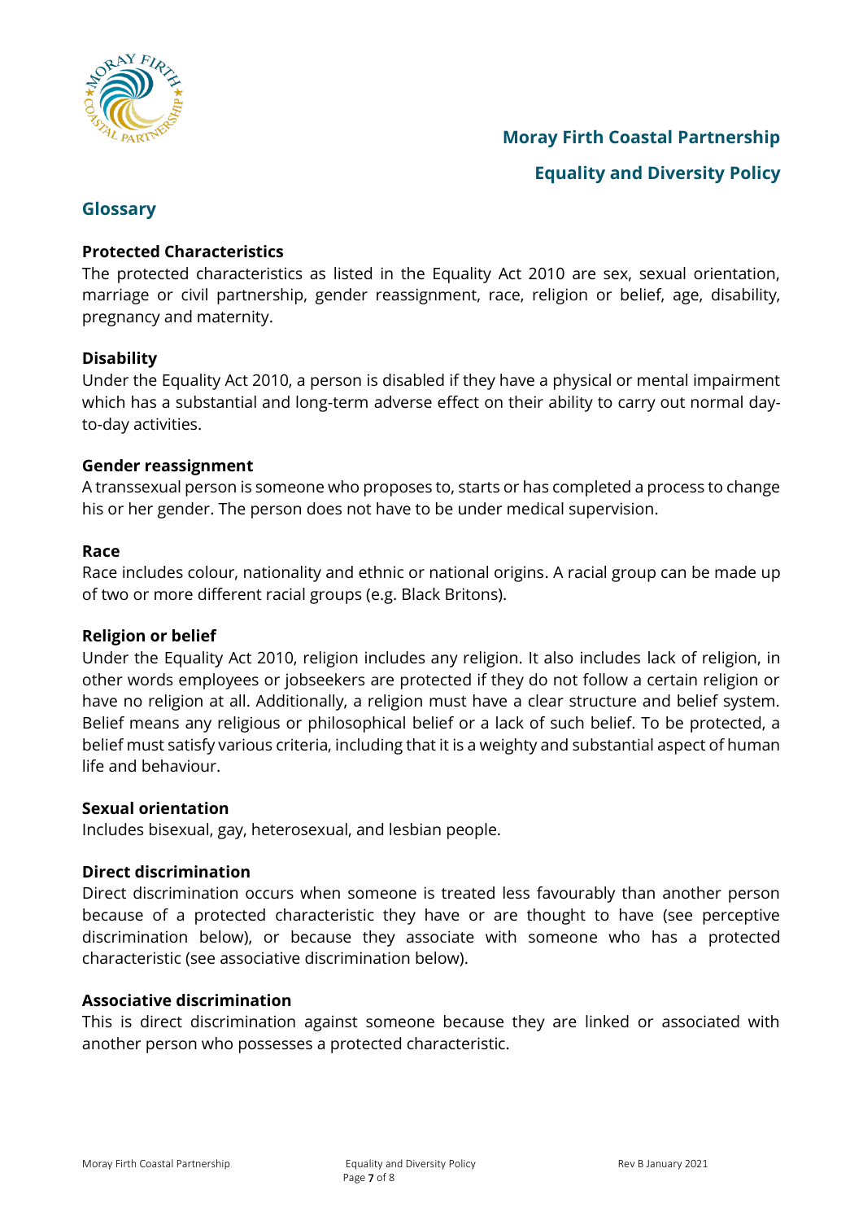## Glossary

**Protected Characteristics**
The protected characteristics as listed in the Equality Act 2010 are sex, sexual orientation, marriage or civil partnership, gender reassignment, race, religion or belief, age, disability, pregnancy and maternity.

**Disability**
Under the Equality Act 2010, a person is disabled if they have a physical or mental impairment which has a substantial and long-term adverse effect on their ability to carry out normal day-to-day activities.

**Gender reassignment**
A transsexual person is someone who proposes to, starts or has completed a process to change his or her gender. The person does not have to be under medical supervision.

**Race**
Race includes colour, nationality and ethnic or national origins. A racial group can be made up of two or more different racial groups (e.g. Black Britons).

**Religion or belief**
Under the Equality Act 2010, religion includes any religion. It also includes lack of religion, in other words employees or jobseekers are protected if they do not follow a certain religion or have no religion at all. Additionally, a religion must have a clear structure and belief system. Belief means any religious or philosophical belief or a lack of such belief. To be protected, a belief must satisfy various criteria, including that it is a weighty and substantial aspect of human life and behaviour.

**Sexual orientation**
Includes bisexual, gay, heterosexual, and lesbian people.

**Direct discrimination**
Direct discrimination occurs when someone is treated less favourably than another person because of a protected characteristic they have or are thought to have (see perceptive discrimination below), or because they associate with someone who has a protected characteristic (see associative discrimination below).

**Associative discrimination**
This is direct discrimination against someone because they are linked or associated with another person who possesses a protected characteristic.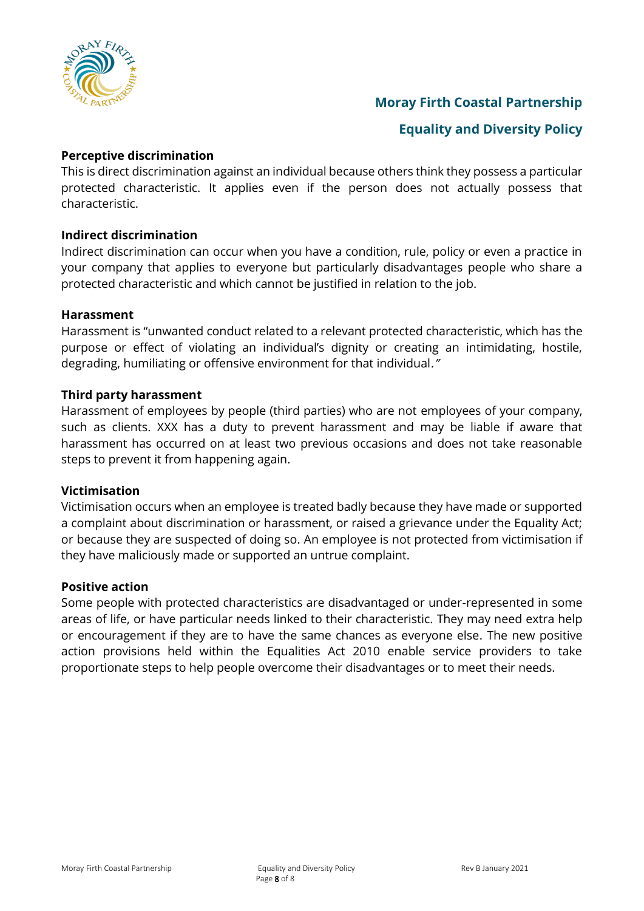**Perceptive discrimination**
This is direct discrimination against an individual because others think they possess a particular protected characteristic. It applies even if the person does not actually possess that characteristic.

**Indirect discrimination**
Indirect discrimination can occur when you have a condition, rule, policy or even a practice in your company that applies to everyone but particularly disadvantages people who share a protected characteristic and which cannot be justified in relation to the job.

**Harassment**
Harassment is "unwanted conduct related to a relevant protected characteristic, which has the purpose or effect of violating an individual's dignity or creating an intimidating, hostile, degrading, humiliating or offensive environment for that individual."

**Third party harassment**
Harassment of employees by people (third parties) who are not employees of your company, such as clients. XXX has a duty to prevent harassment and may be liable if aware that harassment has occurred on at least two previous occasions and does not take reasonable steps to prevent it from happening again.

**Victimisation**
Victimisation occurs when an employee is treated badly because they have made or supported a complaint about discrimination or harassment, or raised a grievance under the Equality Act; or because they are suspected of doing so. An employee is not protected from victimisation if they have maliciously made or supported an untrue complaint.

**Positive action**
Some people with protected characteristics are disadvantaged or under-represented in some areas of life, or have particular needs linked to their characteristic. They may need extra help or encouragement if they are to have the same chances as everyone else. The new positive action provisions held within the Equalities Act 2010 enable service providers to take proportionate steps to help people overcome their disadvantages or to meet their needs.